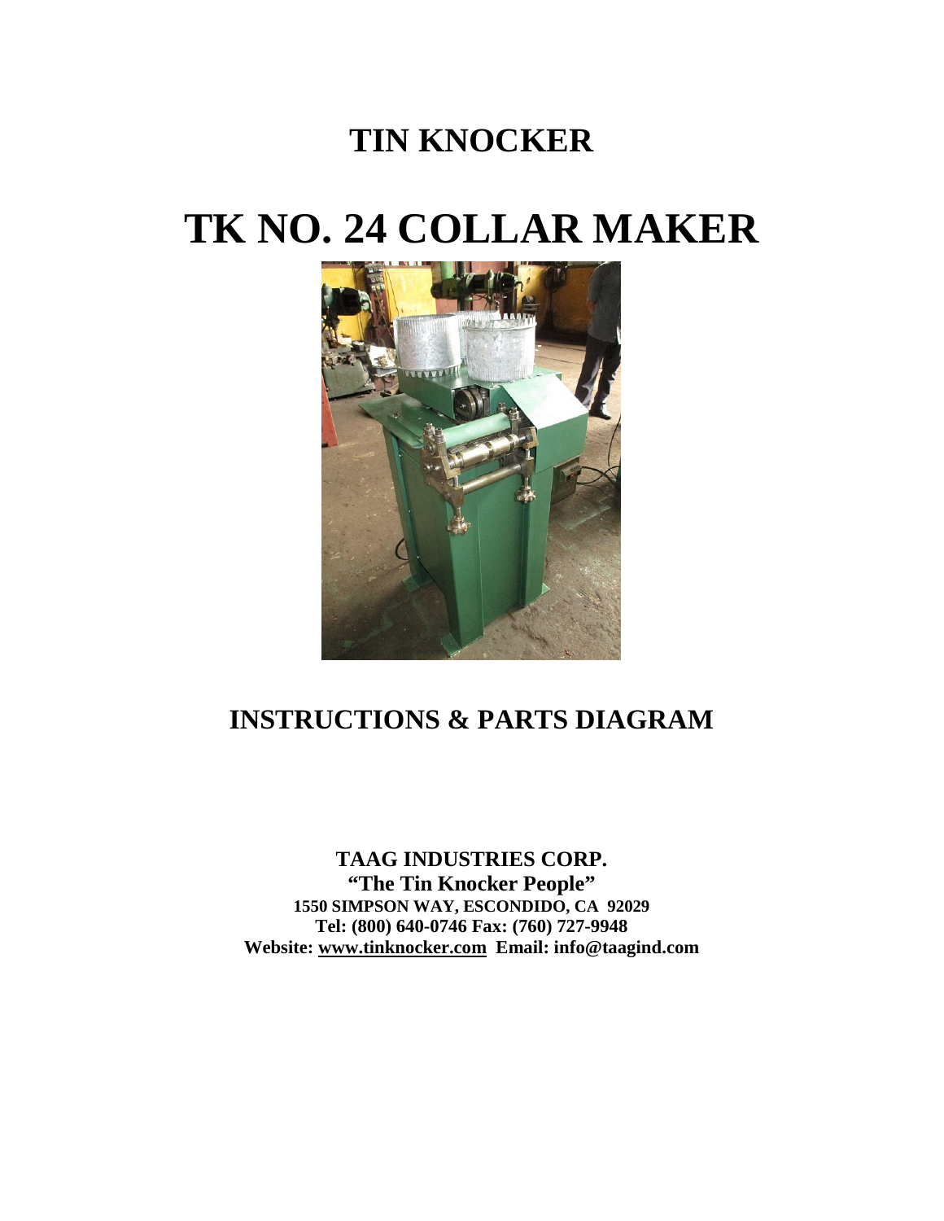# TIN KNOCKER

# TK NO. 24 COLLAR MAKER

## INSTRUCTIONS & PARTS DIAGRAM

**TAAG INDUSTRIES CORP.**
**"The Tin Knocker People"**
**1550 SIMPSON WAY, ESCONDIDO, CA 92029**
**Tel: (800) 640-0746 Fax: (760) 727-9948**
**Website: www.tinknocker.com Email: info@taagind.com**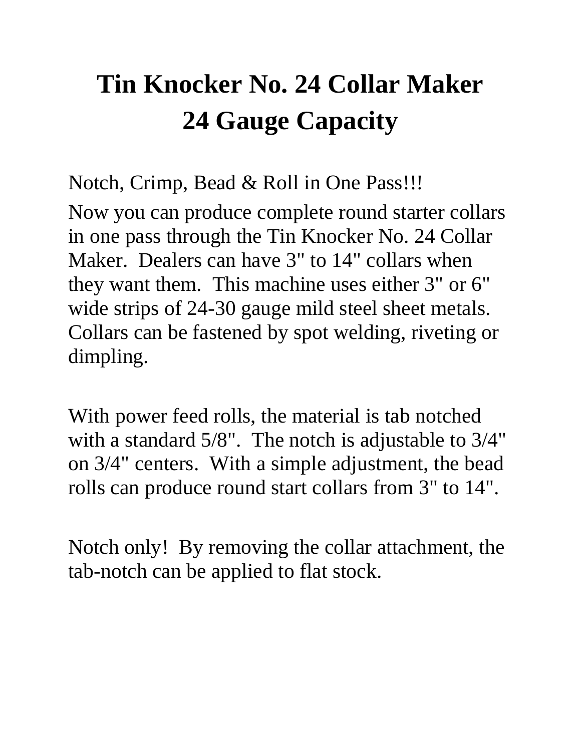# Tin Knocker No. 24 Collar Maker
# 24 Gauge Capacity

Notch, Crimp, Bead & Roll in One Pass!!!

Now you can produce complete round starter collars in one pass through the Tin Knocker No. 24 Collar Maker. Dealers can have 3" to 14" collars when they want them. This machine uses either 3" or 6" wide strips of 24-30 gauge mild steel sheet metals. Collars can be fastened by spot welding, riveting or dimpling.

With power feed rolls, the material is tab notched with a standard 5/8". The notch is adjustable to 3/4" on 3/4" centers. With a simple adjustment, the bead rolls can produce round start collars from 3" to 14".

Notch only! By removing the collar attachment, the tab-notch can be applied to flat stock.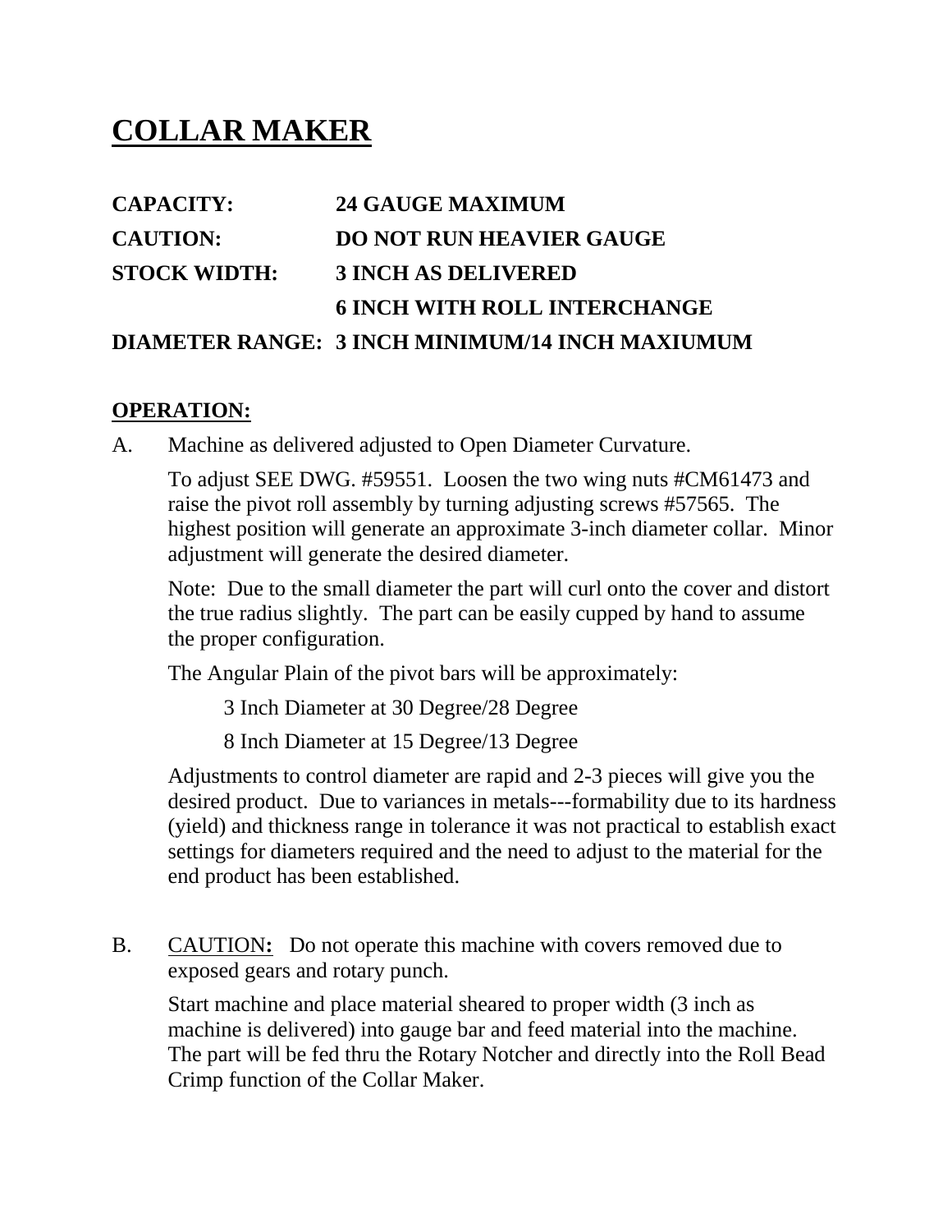# COLLAR MAKER

**CAPACITY:** **24 GAUGE MAXIMUM**

**CAUTION:** **DO NOT RUN HEAVIER GAUGE**

**STOCK WIDTH:** **3 INCH AS DELIVERED**

**6 INCH WITH ROLL INTERCHANGE**

**DIAMETER RANGE:** **3 INCH MINIMUM/14 INCH MAXIUMUM**

## OPERATION:

A. Machine as delivered adjusted to Open Diameter Curvature.

To adjust SEE DWG. #59551. Loosen the two wing nuts #CM61473 and raise the pivot roll assembly by turning adjusting screws #57565. The highest position will generate an approximate 3-inch diameter collar. Minor adjustment will generate the desired diameter.

Note: Due to the small diameter the part will curl onto the cover and distort the true radius slightly. The part can be easily cupped by hand to assume the proper configuration.

The Angular Plain of the pivot bars will be approximately:

3 Inch Diameter at 30 Degree/28 Degree

8 Inch Diameter at 15 Degree/13 Degree

Adjustments to control diameter are rapid and 2-3 pieces will give you the desired product. Due to variances in metals---formability due to its hardness (yield) and thickness range in tolerance it was not practical to establish exact settings for diameters required and the need to adjust to the material for the end product has been established.

B. CAUTION**:** Do not operate this machine with covers removed due to exposed gears and rotary punch.

Start machine and place material sheared to proper width (3 inch as machine is delivered) into gauge bar and feed material into the machine. The part will be fed thru the Rotary Notcher and directly into the Roll Bead Crimp function of the Collar Maker.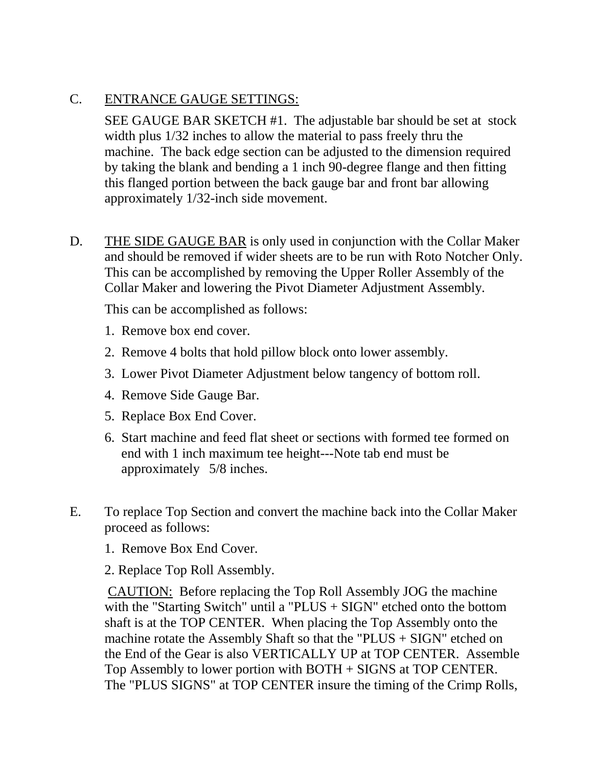C. <u>ENTRANCE GAUGE SETTINGS:</u>

SEE GAUGE BAR SKETCH #1. The adjustable bar should be set at stock width plus 1/32 inches to allow the material to pass freely thru the machine. The back edge section can be adjusted to the dimension required by taking the blank and bending a 1 inch 90-degree flange and then fitting this flanged portion between the back gauge bar and front bar allowing approximately 1/32-inch side movement.

D. <u>THE SIDE GAUGE BAR</u> is only used in conjunction with the Collar Maker and should be removed if wider sheets are to be run with Roto Notcher Only. This can be accomplished by removing the Upper Roller Assembly of the Collar Maker and lowering the Pivot Diameter Adjustment Assembly.

This can be accomplished as follows:

1. Remove box end cover.
2. Remove 4 bolts that hold pillow block onto lower assembly.
3. Lower Pivot Diameter Adjustment below tangency of bottom roll.
4. Remove Side Gauge Bar.
5. Replace Box End Cover.
6. Start machine and feed flat sheet or sections with formed tee formed on end with 1 inch maximum tee height---Note tab end must be approximately 5/8 inches.

E. To replace Top Section and convert the machine back into the Collar Maker proceed as follows:

1. Remove Box End Cover.
2. Replace Top Roll Assembly.

<u>CAUTION:</u> Before replacing the Top Roll Assembly JOG the machine with the "Starting Switch" until a "PLUS + SIGN" etched onto the bottom shaft is at the TOP CENTER. When placing the Top Assembly onto the machine rotate the Assembly Shaft so that the "PLUS + SIGN" etched on the End of the Gear is also VERTICALLY UP at TOP CENTER. Assemble Top Assembly to lower portion with BOTH + SIGNS at TOP CENTER. The "PLUS SIGNS" at TOP CENTER insure the timing of the Crimp Rolls,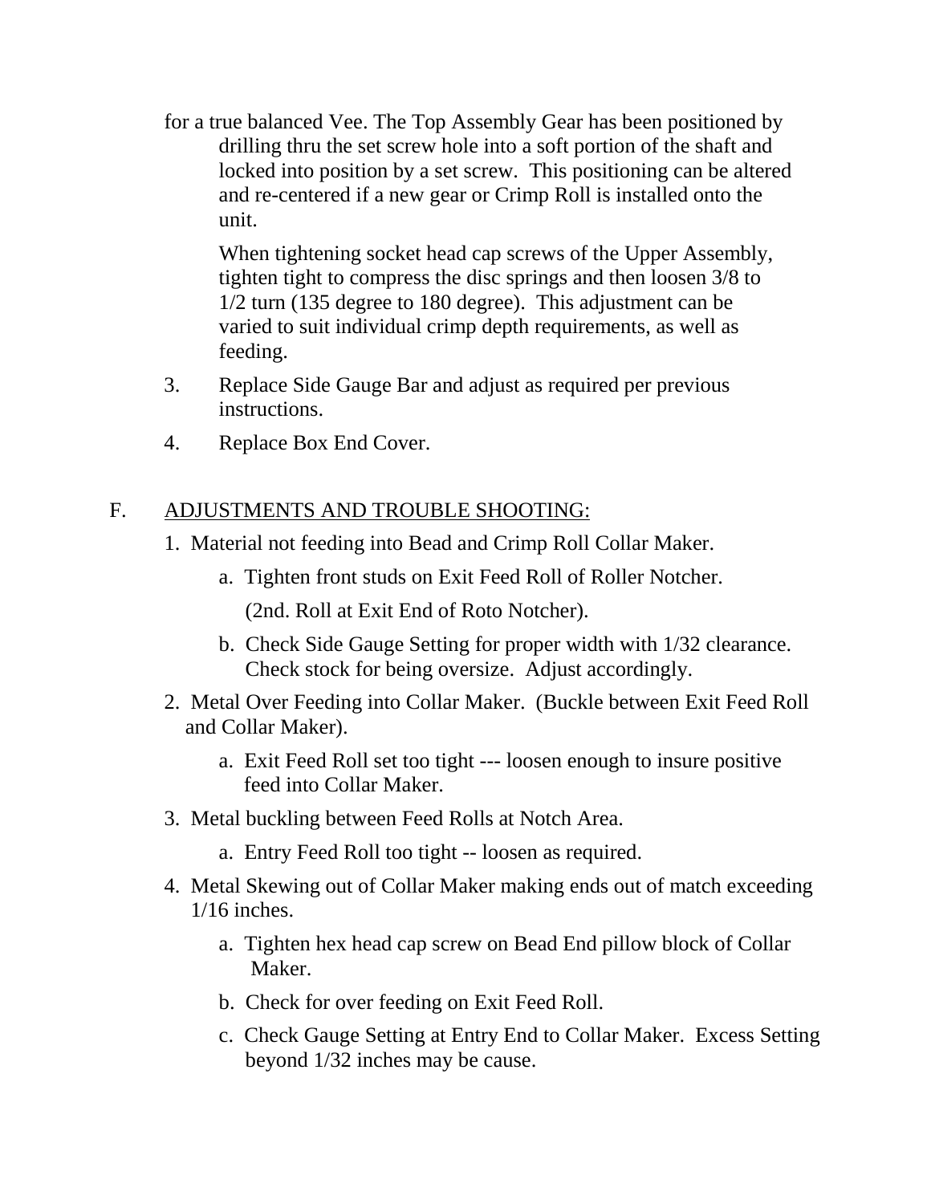for a true balanced Vee. The Top Assembly Gear has been positioned by drilling thru the set screw hole into a soft portion of the shaft and locked into position by a set screw. This positioning can be altered and re-centered if a new gear or Crimp Roll is installed onto the unit.

When tightening socket head cap screws of the Upper Assembly, tighten tight to compress the disc springs and then loosen 3/8 to 1/2 turn (135 degree to 180 degree). This adjustment can be varied to suit individual crimp depth requirements, as well as feeding.

3. Replace Side Gauge Bar and adjust as required per previous instructions.

4. Replace Box End Cover.

## F. ADJUSTMENTS AND TROUBLE SHOOTING:

1. Material not feeding into Bead and Crimp Roll Collar Maker.
   - a. Tighten front studs on Exit Feed Roll of Roller Notcher.
     (2nd. Roll at Exit End of Roto Notcher).
   - b. Check Side Gauge Setting for proper width with 1/32 clearance. Check stock for being oversize. Adjust accordingly.
2. Metal Over Feeding into Collar Maker. (Buckle between Exit Feed Roll and Collar Maker).
   - a. Exit Feed Roll set too tight --- loosen enough to insure positive feed into Collar Maker.
3. Metal buckling between Feed Rolls at Notch Area.
   - a. Entry Feed Roll too tight -- loosen as required.
4. Metal Skewing out of Collar Maker making ends out of match exceeding 1/16 inches.
   - a. Tighten hex head cap screw on Bead End pillow block of Collar Maker.
   - b. Check for over feeding on Exit Feed Roll.
   - c. Check Gauge Setting at Entry End to Collar Maker. Excess Setting beyond 1/32 inches may be cause.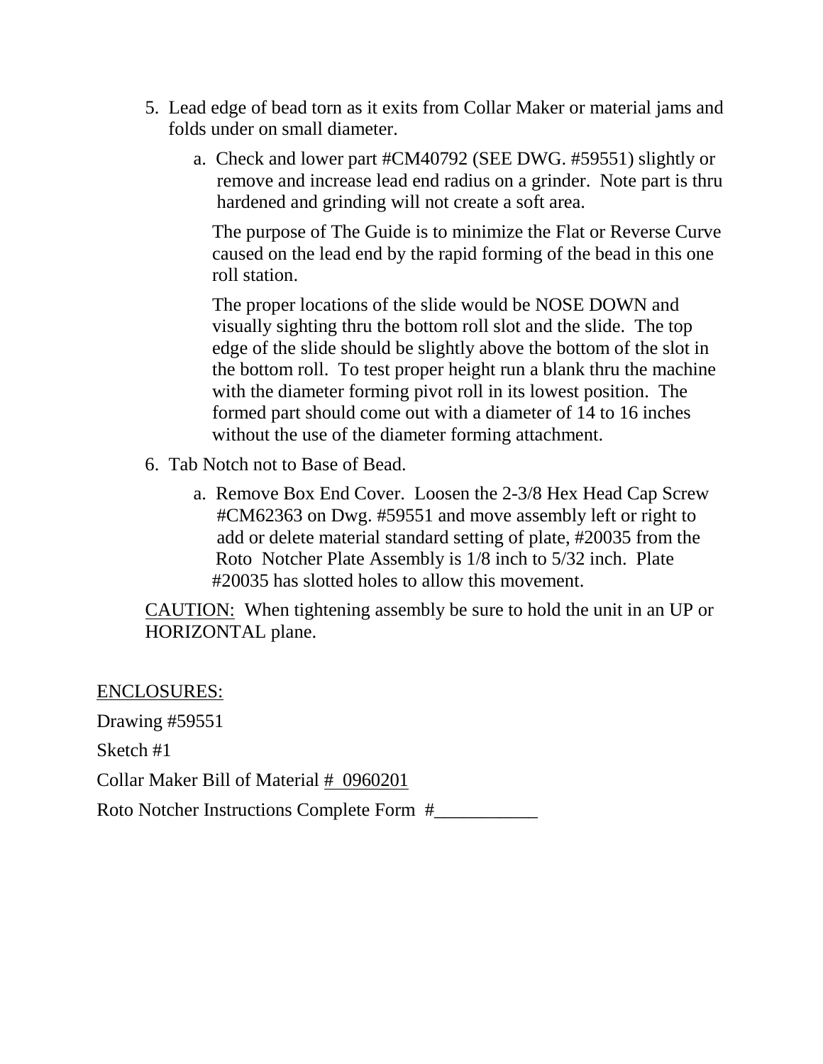5. Lead edge of bead torn as it exits from Collar Maker or material jams and folds under on small diameter.

   a. Check and lower part #CM40792 (SEE DWG. #59551) slightly or remove and increase lead end radius on a grinder. Note part is thru hardened and grinding will not create a soft area.

      The purpose of The Guide is to minimize the Flat or Reverse Curve caused on the lead end by the rapid forming of the bead in this one roll station.

      The proper locations of the slide would be NOSE DOWN and visually sighting thru the bottom roll slot and the slide. The top edge of the slide should be slightly above the bottom of the slot in the bottom roll. To test proper height run a blank thru the machine with the diameter forming pivot roll in its lowest position. The formed part should come out with a diameter of 14 to 16 inches without the use of the diameter forming attachment.

6. Tab Notch not to Base of Bead.

   a. Remove Box End Cover. Loosen the 2-3/8 Hex Head Cap Screw #CM62363 on Dwg. #59551 and move assembly left or right to add or delete material standard setting of plate, #20035 from the Roto Notcher Plate Assembly is 1/8 inch to 5/32 inch. Plate #20035 has slotted holes to allow this movement.

   <u>CAUTION:</u> When tightening assembly be sure to hold the unit in an UP or HORIZONTAL plane.

<u>ENCLOSURES:</u>

Drawing #59551

Sketch #1

Collar Maker Bill of Material <u># 0960201</u>

Roto Notcher Instructions Complete Form #___________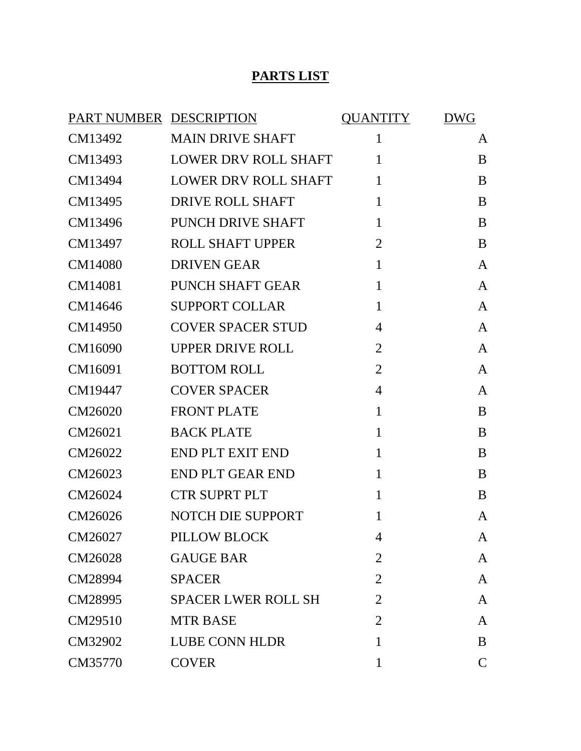# PARTS LIST

| PART NUMBER | DESCRIPTION | QUANTITY | DWG |
|---|---|---|---|
| CM13492 | MAIN DRIVE SHAFT | 1 | A |
| CM13493 | LOWER DRV ROLL SHAFT | 1 | B |
| CM13494 | LOWER DRV ROLL SHAFT | 1 | B |
| CM13495 | DRIVE ROLL SHAFT | 1 | B |
| CM13496 | PUNCH DRIVE SHAFT | 1 | B |
| CM13497 | ROLL SHAFT UPPER | 2 | B |
| CM14080 | DRIVEN GEAR | 1 | A |
| CM14081 | PUNCH SHAFT GEAR | 1 | A |
| CM14646 | SUPPORT COLLAR | 1 | A |
| CM14950 | COVER SPACER STUD | 4 | A |
| CM16090 | UPPER DRIVE ROLL | 2 | A |
| CM16091 | BOTTOM ROLL | 2 | A |
| CM19447 | COVER SPACER | 4 | A |
| CM26020 | FRONT PLATE | 1 | B |
| CM26021 | BACK PLATE | 1 | B |
| CM26022 | END PLT EXIT END | 1 | B |
| CM26023 | END PLT GEAR END | 1 | B |
| CM26024 | CTR SUPRT PLT | 1 | B |
| CM26026 | NOTCH DIE SUPPORT | 1 | A |
| CM26027 | PILLOW BLOCK | 4 | A |
| CM26028 | GAUGE BAR | 2 | A |
| CM28994 | SPACER | 2 | A |
| CM28995 | SPACER LWER ROLL SH | 2 | A |
| CM29510 | MTR BASE | 2 | A |
| CM32902 | LUBE CONN HLDR | 1 | B |
| CM35770 | COVER | 1 | C |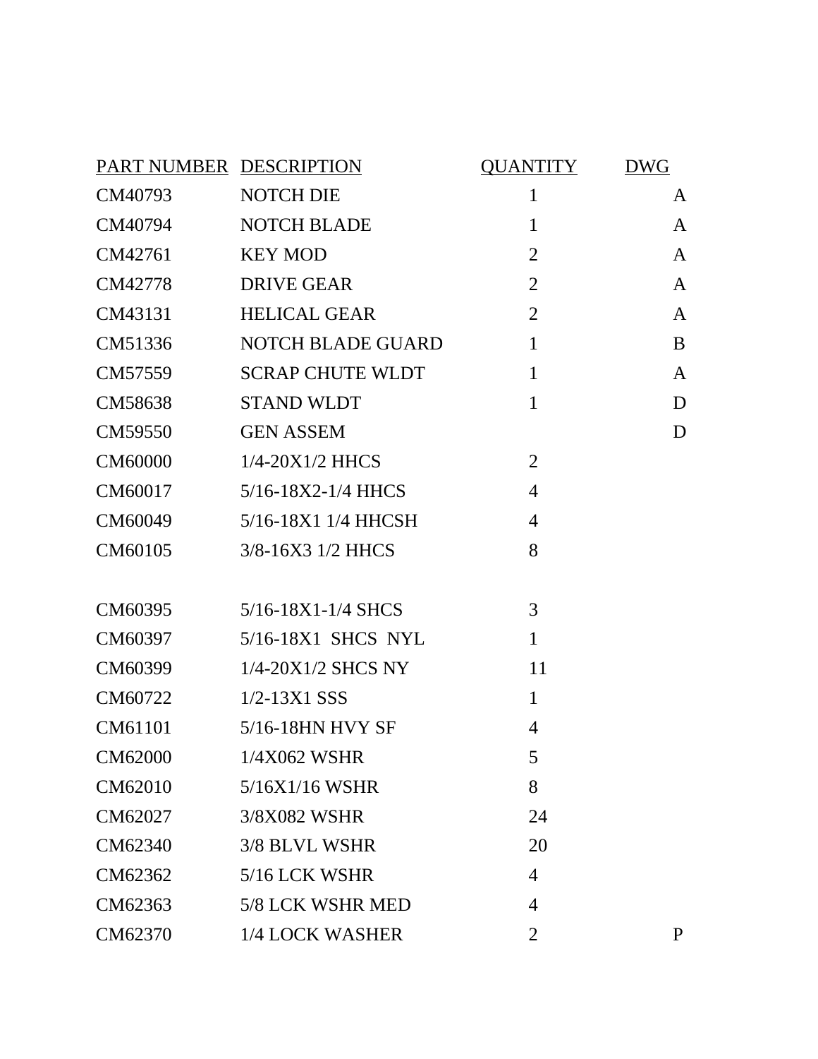| PART NUMBER | DESCRIPTION | QUANTITY | DWG |
|---|---|---|---|
| CM40793 | NOTCH DIE | 1 | A |
| CM40794 | NOTCH BLADE | 1 | A |
| CM42761 | KEY MOD | 2 | A |
| CM42778 | DRIVE GEAR | 2 | A |
| CM43131 | HELICAL GEAR | 2 | A |
| CM51336 | NOTCH BLADE GUARD | 1 | B |
| CM57559 | SCRAP CHUTE WLDT | 1 | A |
| CM58638 | STAND WLDT | 1 | D |
| CM59550 | GEN ASSEM | | D |
| CM60000 | 1/4-20X1/2 HHCS | 2 | |
| CM60017 | 5/16-18X2-1/4 HHCS | 4 | |
| CM60049 | 5/16-18X1 1/4 HHCSH | 4 | |
| CM60105 | 3/8-16X3 1/2 HHCS | 8 | |
| CM60395 | 5/16-18X1-1/4 SHCS | 3 | |
| CM60397 | 5/16-18X1 SHCS NYL | 1 | |
| CM60399 | 1/4-20X1/2 SHCS NY | 11 | |
| CM60722 | 1/2-13X1 SSS | 1 | |
| CM61101 | 5/16-18HN HVY SF | 4 | |
| CM62000 | 1/4X062 WSHR | 5 | |
| CM62010 | 5/16X1/16 WSHR | 8 | |
| CM62027 | 3/8X082 WSHR | 24 | |
| CM62340 | 3/8 BLVL WSHR | 20 | |
| CM62362 | 5/16 LCK WSHR | 4 | |
| CM62363 | 5/8 LCK WSHR MED | 4 | |
| CM62370 | 1/4 LOCK WASHER | 2 | P |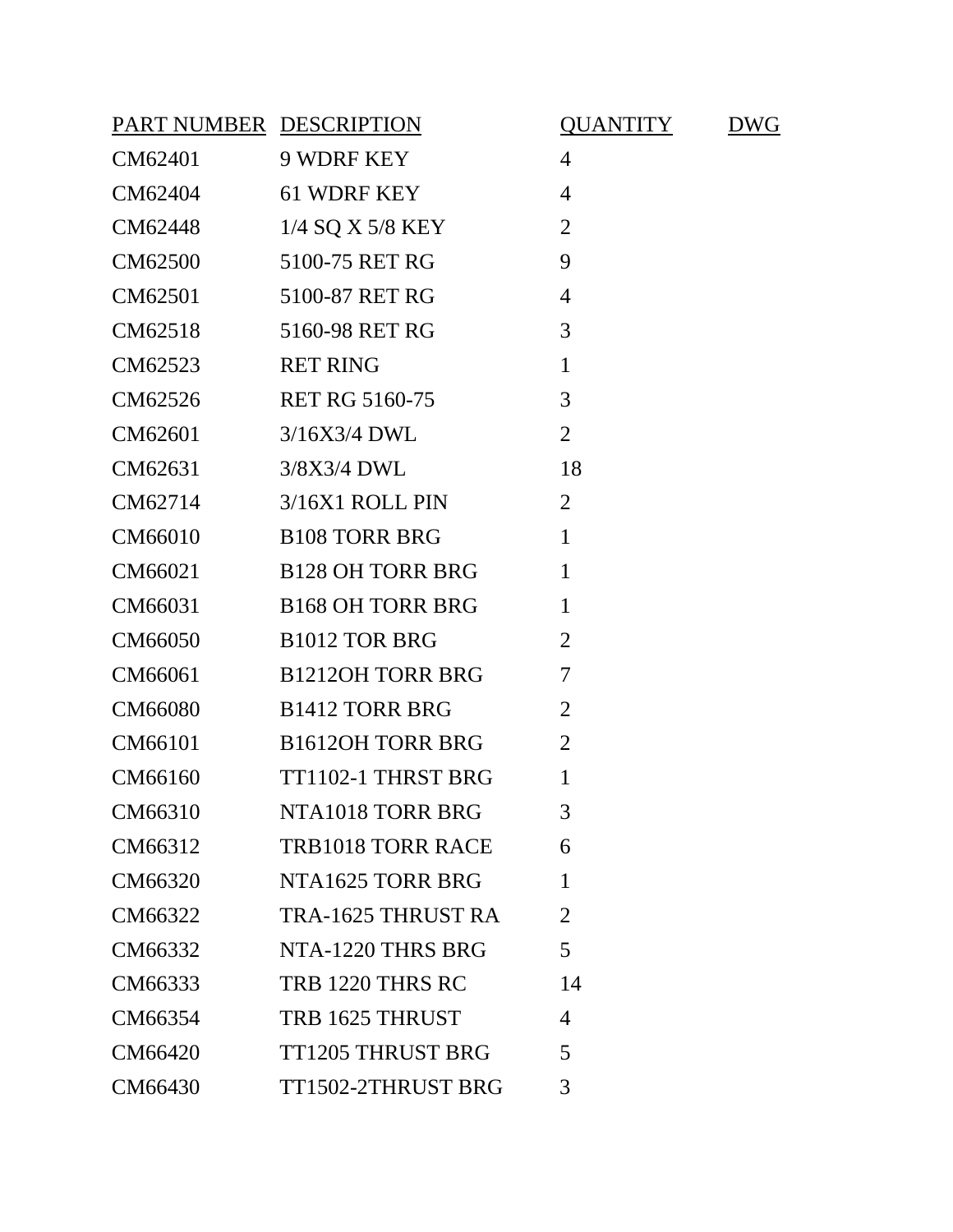| PART NUMBER | DESCRIPTION | QUANTITY | DWG |
|---|---|---|---|
| CM62401 | 9 WDRF KEY | 4 | |
| CM62404 | 61 WDRF KEY | 4 | |
| CM62448 | 1/4 SQ X 5/8 KEY | 2 | |
| CM62500 | 5100-75 RET RG | 9 | |
| CM62501 | 5100-87 RET RG | 4 | |
| CM62518 | 5160-98 RET RG | 3 | |
| CM62523 | RET RING | 1 | |
| CM62526 | RET RG 5160-75 | 3 | |
| CM62601 | 3/16X3/4 DWL | 2 | |
| CM62631 | 3/8X3/4 DWL | 18 | |
| CM62714 | 3/16X1 ROLL PIN | 2 | |
| CM66010 | B108 TORR BRG | 1 | |
| CM66021 | B128 OH TORR BRG | 1 | |
| CM66031 | B168 OH TORR BRG | 1 | |
| CM66050 | B1012 TOR BRG | 2 | |
| CM66061 | B1212OH TORR BRG | 7 | |
| CM66080 | B1412 TORR BRG | 2 | |
| CM66101 | B1612OH TORR BRG | 2 | |
| CM66160 | TT1102-1 THRST BRG | 1 | |
| CM66310 | NTA1018 TORR BRG | 3 | |
| CM66312 | TRB1018 TORR RACE | 6 | |
| CM66320 | NTA1625 TORR BRG | 1 | |
| CM66322 | TRA-1625 THRUST RA | 2 | |
| CM66332 | NTA-1220 THRS BRG | 5 | |
| CM66333 | TRB 1220 THRS RC | 14 | |
| CM66354 | TRB 1625 THRUST | 4 | |
| CM66420 | TT1205 THRUST BRG | 5 | |
| CM66430 | TT1502-2THRUST BRG | 3 | |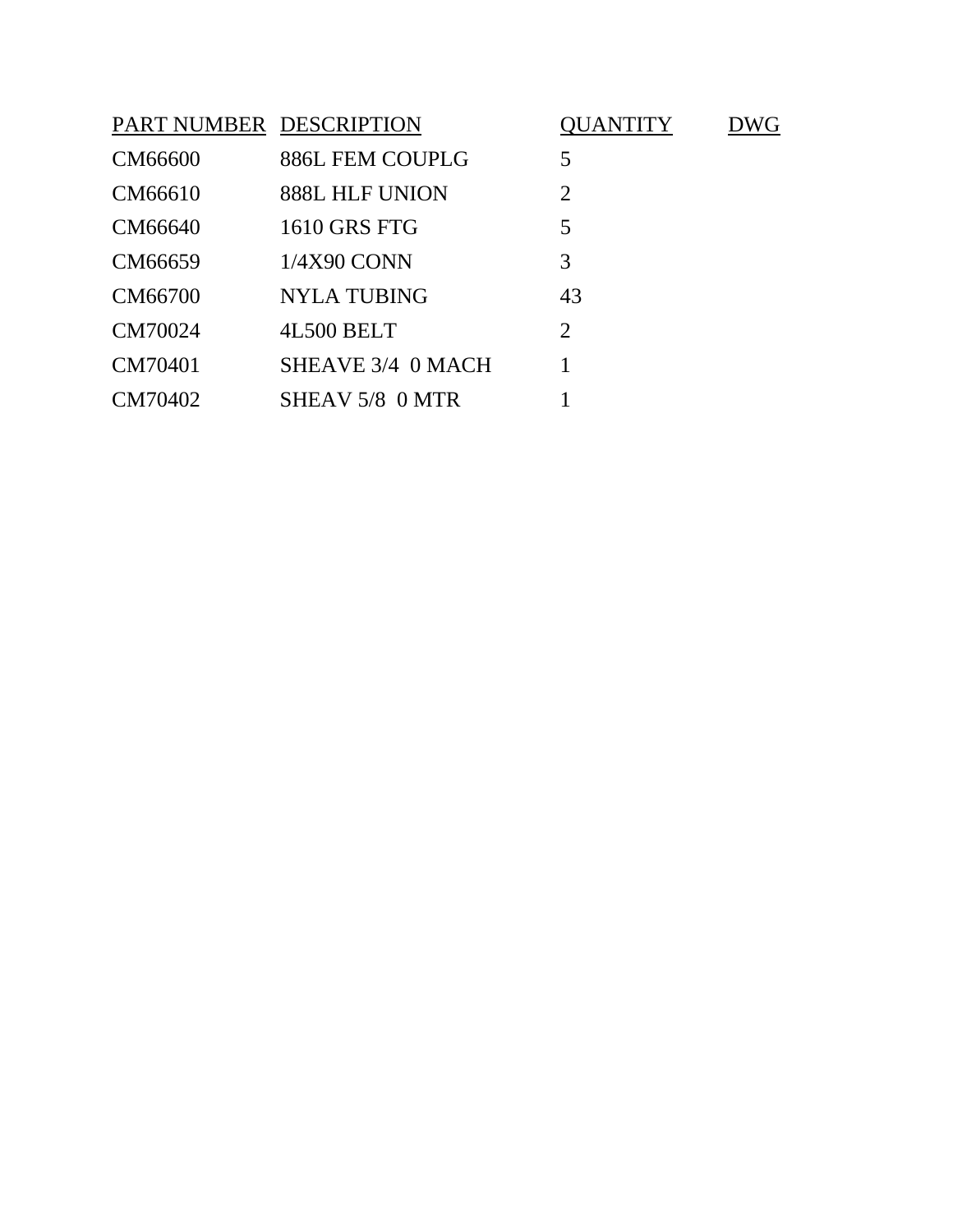| PART NUMBER | DESCRIPTION | QUANTITY | DWG |
|---|---|---|---|
| CM66600 | 886L FEM COUPLG | 5 | |
| CM66610 | 888L HLF UNION | 2 | |
| CM66640 | 1610 GRS FTG | 5 | |
| CM66659 | 1/4X90 CONN | 3 | |
| CM66700 | NYLA TUBING | 43 | |
| CM70024 | 4L500 BELT | 2 | |
| CM70401 | SHEAVE 3/4 0 MACH | 1 | |
| CM70402 | SHEAV 5/8 0 MTR | 1 | |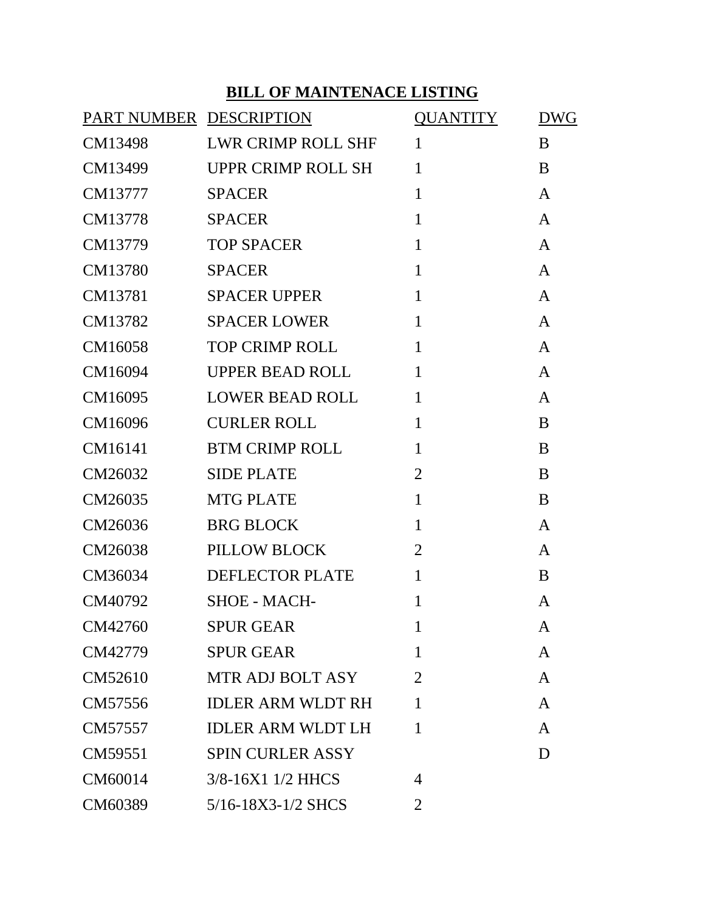## BILL OF MAINTENACE LISTING

| PART NUMBER | DESCRIPTION | QUANTITY | DWG |
|---|---|---|---|
| CM13498 | LWR CRIMP ROLL SHF | 1 | B |
| CM13499 | UPPR CRIMP ROLL SH | 1 | B |
| CM13777 | SPACER | 1 | A |
| CM13778 | SPACER | 1 | A |
| CM13779 | TOP SPACER | 1 | A |
| CM13780 | SPACER | 1 | A |
| CM13781 | SPACER UPPER | 1 | A |
| CM13782 | SPACER LOWER | 1 | A |
| CM16058 | TOP CRIMP ROLL | 1 | A |
| CM16094 | UPPER BEAD ROLL | 1 | A |
| CM16095 | LOWER BEAD ROLL | 1 | A |
| CM16096 | CURLER ROLL | 1 | B |
| CM16141 | BTM CRIMP ROLL | 1 | B |
| CM26032 | SIDE PLATE | 2 | B |
| CM26035 | MTG PLATE | 1 | B |
| CM26036 | BRG BLOCK | 1 | A |
| CM26038 | PILLOW BLOCK | 2 | A |
| CM36034 | DEFLECTOR PLATE | 1 | B |
| CM40792 | SHOE - MACH- | 1 | A |
| CM42760 | SPUR GEAR | 1 | A |
| CM42779 | SPUR GEAR | 1 | A |
| CM52610 | MTR ADJ BOLT ASY | 2 | A |
| CM57556 | IDLER ARM WLDT RH | 1 | A |
| CM57557 | IDLER ARM WLDT LH | 1 | A |
| CM59551 | SPIN CURLER ASSY | | D |
| CM60014 | 3/8-16X1 1/2 HHCS | 4 | |
| CM60389 | 5/16-18X3-1/2 SHCS | 2 | |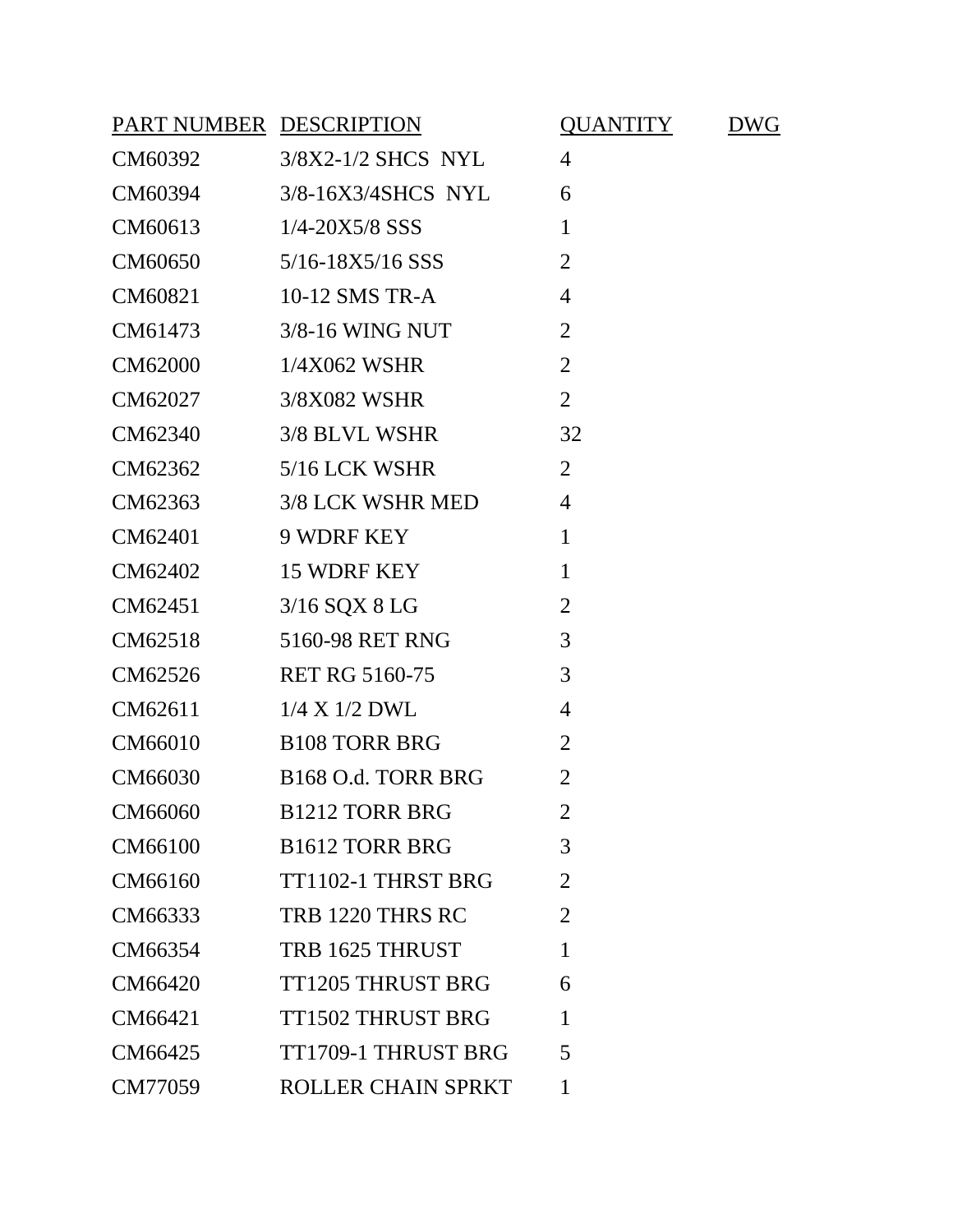| PART NUMBER | DESCRIPTION | QUANTITY | DWG |
|---|---|---|---|
| CM60392 | 3/8X2-1/2 SHCS NYL | 4 | |
| CM60394 | 3/8-16X3/4SHCS NYL | 6 | |
| CM60613 | 1/4-20X5/8 SSS | 1 | |
| CM60650 | 5/16-18X5/16 SSS | 2 | |
| CM60821 | 10-12 SMS TR-A | 4 | |
| CM61473 | 3/8-16 WING NUT | 2 | |
| CM62000 | 1/4X062 WSHR | 2 | |
| CM62027 | 3/8X082 WSHR | 2 | |
| CM62340 | 3/8 BLVL WSHR | 32 | |
| CM62362 | 5/16 LCK WSHR | 2 | |
| CM62363 | 3/8 LCK WSHR MED | 4 | |
| CM62401 | 9 WDRF KEY | 1 | |
| CM62402 | 15 WDRF KEY | 1 | |
| CM62451 | 3/16 SQX 8 LG | 2 | |
| CM62518 | 5160-98 RET RNG | 3 | |
| CM62526 | RET RG 5160-75 | 3 | |
| CM62611 | 1/4 X 1/2 DWL | 4 | |
| CM66010 | B108 TORR BRG | 2 | |
| CM66030 | B168 O.d. TORR BRG | 2 | |
| CM66060 | B1212 TORR BRG | 2 | |
| CM66100 | B1612 TORR BRG | 3 | |
| CM66160 | TT1102-1 THRST BRG | 2 | |
| CM66333 | TRB 1220 THRS RC | 2 | |
| CM66354 | TRB 1625 THRUST | 1 | |
| CM66420 | TT1205 THRUST BRG | 6 | |
| CM66421 | TT1502 THRUST BRG | 1 | |
| CM66425 | TT1709-1 THRUST BRG | 5 | |
| CM77059 | ROLLER CHAIN SPRKT | 1 | |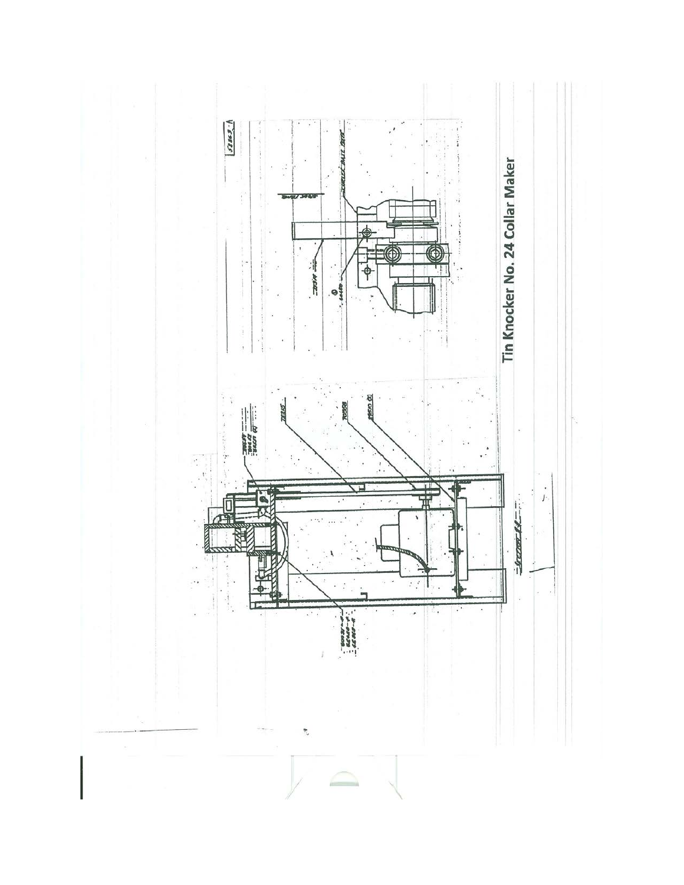Tin Knocker No. 24 Collar Maker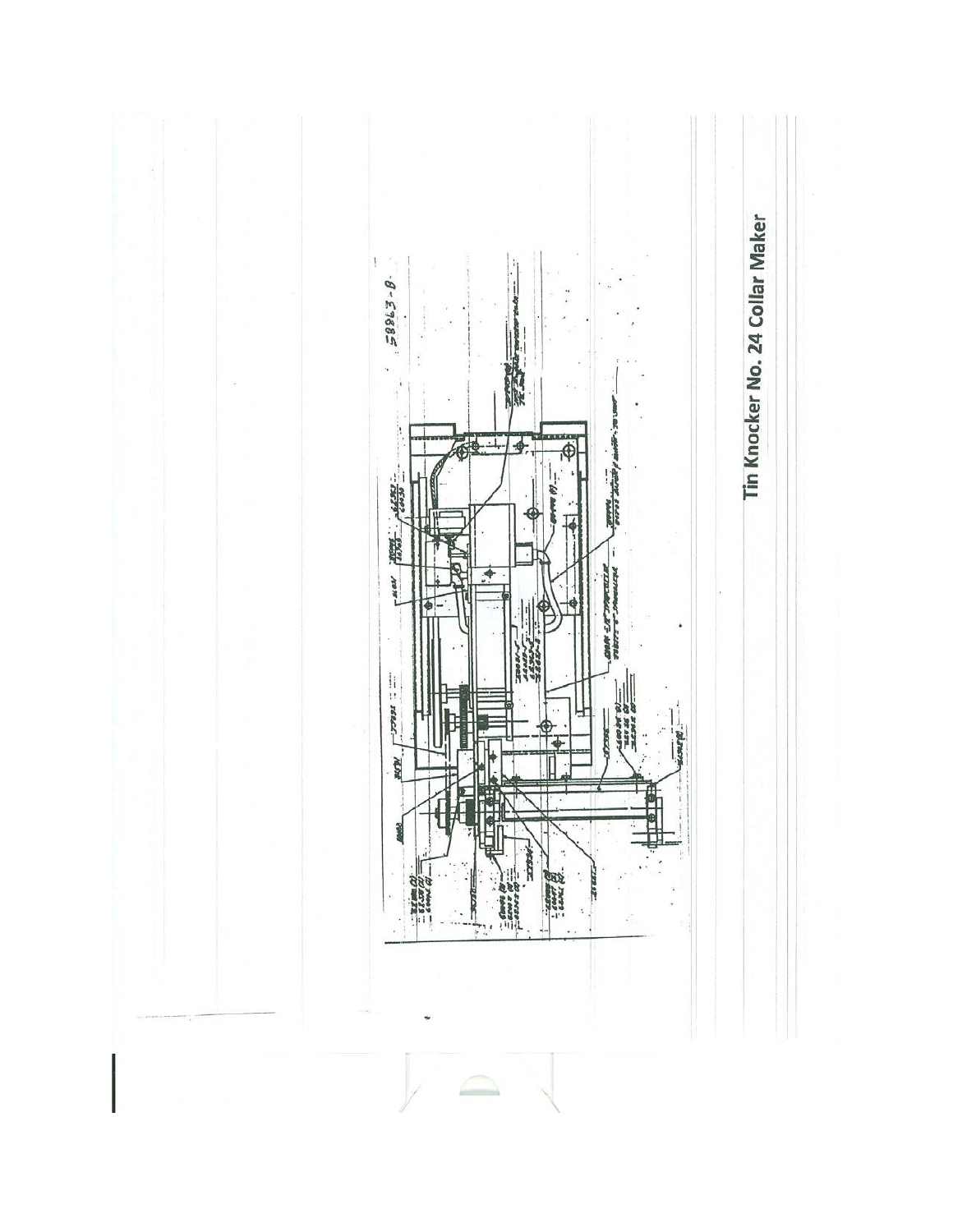# Tin Knocker No. 24 Collar Maker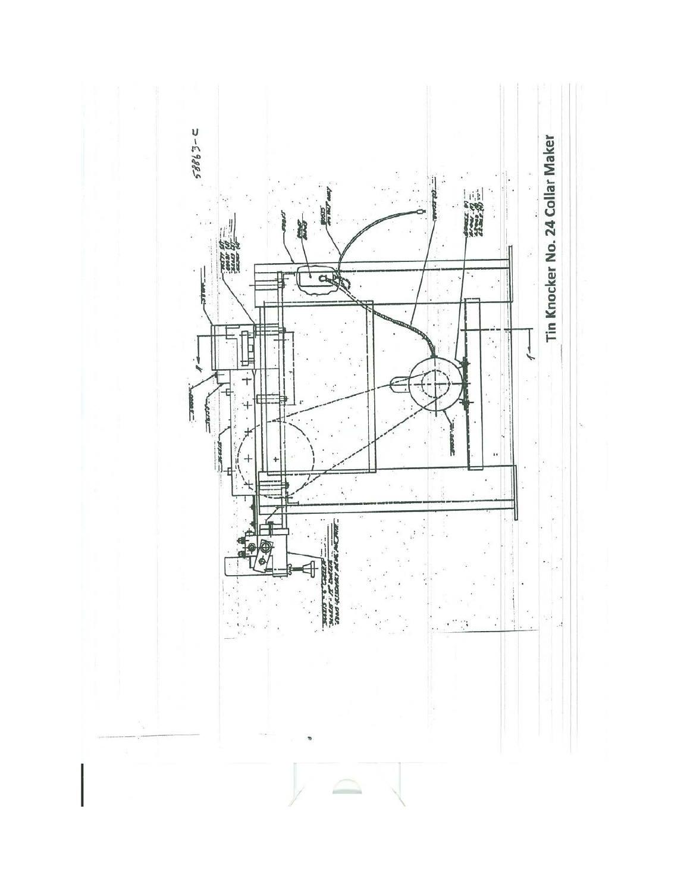Tin Knocker No. 24 Collar Maker